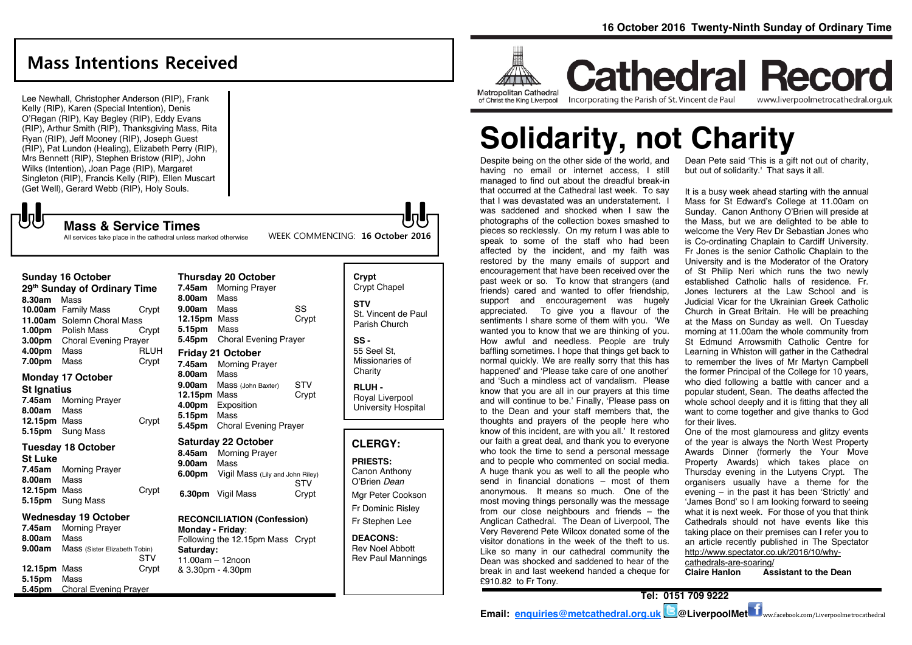16 October 2016 Twenty-Ninth Sunday of Ordinary Time

# Mass Intentions Received

Lee Newhall, Christopher Anderson (RIP), Frank Kelly (RIP), Karen (Special Intention), Denis O'Regan (RIP), Kay Begley (RIP), Eddy Evans (RIP), Arthur Smith (RIP), Thanksgiving Mass, Rita Ryan (RIP), Jeff Mooney (RIP), Joseph Guest (RIP), Pat Lundon (Healing), Elizabeth Perry (RIP), Mrs Bennett (RIP), Stephen Bristow (RIP), John Wilks (Intention), Joan Page (RIP), Margaret Singleton (RIP), Francis Kelly (RIP), Ellen Muscart (Get Well), Gerard Webb (RIP), Holy Souls.

## Mass & Service Times

All services take place in the cathedral unless marked otherwise

WEEK COMMENCING: **16 October 2016**

### Sunday 16 October
**29th Sunday of Ordinary Time**

| | | |
|---|---|---|
| **8.30am** | Mass | |
| **10.00am** | Family Mass | Crypt |
| **11.00am** | Solemn Choral Mass | |
| **1.00pm** | Polish Mass | Crypt |
| **3.00pm** | Choral Evening Prayer | |
| **4.00pm** | Mass | RLUH |
| **7.00pm** | Mass | Crypt |

### Monday 17 October
**St Ignatius**

| | | |
|---|---|---|
| **7.45am** | Morning Prayer | |
| **8.00am** | Mass | |
| **12.15pm** | Mass | Crypt |
| **5.15pm** | Sung Mass | |

### Tuesday 18 October
**St Luke**

| | | |
|---|---|---|
| **7.45am** | Morning Prayer | |
| **8.00am** | Mass | |
| **12.15pm** | Mass | Crypt |
| **5.15pm** | Sung Mass | |

### Wednesday 19 October

| | | |
|---|---|---|
| **7.45am** | Morning Prayer | |
| **8.00am** | Mass | |
| **9.00am** | Mass (Sister Elizabeth Tobin) | STV |
| **12.15pm** | Mass | Crypt |
| **5.15pm** | Mass | |
| **5.45pm** | Choral Evening Prayer | |

### Thursday 20 October

| | | |
|---|---|---|
| **7.45am** | Morning Prayer | |
| **8.00am** | Mass | |
| **9.00am** | Mass | SS |
| **12.15pm** | Mass | Crypt |
| **5.15pm** | Mass | |
| **5.45pm** | Choral Evening Prayer | |

### Friday 21 October

| | | |
|---|---|---|
| **7.45am** | Morning Prayer | |
| **8.00am** | Mass | |
| **9.00am** | Mass (John Baxter) | STV |
| **12.15pm** | Mass | Crypt |
| **4.00pm** | Exposition | |
| **5.15pm** | Mass | |
| **5.45pm** | Choral Evening Prayer | |

### Saturday 22 October

| | | |
|---|---|---|
| **8.45am** | Morning Prayer | |
| **9.00am** | Mass | |
| **6.00pm** | Vigil Mass (Lily and John Riley) | STV |
| **6.30pm** | Vigil Mass | Crypt |

**RECONCILIATION (Confession)**
**Monday - Friday**:
Following the 12.15pm Mass Crypt
**Saturday:**
11.00am – 12noon
& 3.30pm - 4.30pm

**Crypt**
Crypt Chapel

**STV**
St. Vincent de Paul Parish Church

**SS -**
55 Seel St, Missionaries of Charity

**RLUH -**
Royal Liverpool University Hospital

## CLERGY:

**PRIESTS:**
Canon Anthony O'Brien *Dean*
Mgr Peter Cookson
Fr Dominic Risley
Fr Stephen Lee

**DEACONS:**
Rev Noel Abbott
Rev Paul Mannings

Metropolitan Cathedral of Christ the King Liverpool

# Cathedral Record

Incorporating the Parish of St. Vincent de Paul www.liverpoolmetrocathedral.org.uk

# Solidarity, not Charity

Despite being on the other side of the world, and having no email or internet access, I still managed to find out about the dreadful break-in that occurred at the Cathedral last week. To say that I was devastated was an understatement. I was saddened and shocked when I saw the photographs of the collection boxes smashed to pieces so recklessly. On my return I was able to speak to some of the staff who had been affected by the incident, and my faith was restored by the many emails of support and encouragement that have been received over the past week or so. To know that strangers (and friends) cared and wanted to offer friendship, support and encouragement was hugely appreciated. To give you a flavour of the sentiments I share some of them with you. 'We wanted you to know that we are thinking of you. How awful and needless. People are truly baffling sometimes. I hope that things get back to normal quickly. We are really sorry that this has happened' and 'Please take care of one another' and 'Such a mindless act of vandalism. Please know that you are all in our prayers at this time and will continue to be.' Finally, 'Please pass on to the Dean and your staff members that, the thoughts and prayers of the people here who know of this incident, are with you all.' It restored our faith a great deal, and thank you to everyone who took the time to send a personal message and to people who commented on social media. A huge thank you as well to all the people who send in financial donations – most of them anonymous. It means so much. One of the most moving things personally was the message from our close neighbours and friends – the Anglican Cathedral. The Dean of Liverpool, The Very Reverend Pete Wilcox donated some of the visitor donations in the week of the theft to us. Like so many in our cathedral community the Dean was shocked and saddened to hear of the break in and last weekend handed a cheque for £910.82 to Fr Tony.

Dean Pete said 'This is a gift not out of charity, but out of solidarity.' That says it all.

It is a busy week ahead starting with the annual Mass for St Edward's College at 11.00am on Sunday. Canon Anthony O'Brien will preside at the Mass, but we are delighted to be able to welcome the Very Rev Dr Sebastian Jones who is Co-ordinating Chaplain to Cardiff University. Fr Jones is the senior Catholic Chaplain to the University and is the Moderator of the Oratory of St Philip Neri which runs the two newly established Catholic halls of residence. Fr. Jones lecturers at the Law School and is Judicial Vicar for the Ukrainian Greek Catholic Church in Great Britain. He will be preaching at the Mass on Sunday as well. On Tuesday morning at 11.00am the whole community from St Edmund Arrowsmith Catholic Centre for Learning in Whiston will gather in the Cathedral to remember the lives of Mr Martyn Campbell the former Principal of the College for 10 years, who died following a battle with cancer and a popular student, Sean. The deaths affected the whole school deeply and it is fitting that they all want to come together and give thanks to God for their lives.

One of the most glamouress and glitzy events of the year is always the North West Property Awards Dinner (formerly the Your Move Property Awards) which takes place on Thursday evening in the Lutyens Crypt. The organisers usually have a theme for the evening – in the past it has been 'Strictly' and 'James Bond' so I am looking forward to seeing what it is next week. For those of you that think Cathedrals should not have events like this taking place on their premises can I refer you to an article recently published in The Spectator http://www.spectator.co.uk/2016/10/why-cathedrals-are-soaring/

**Claire Hanlon Assistant to the Dean**

**Tel: 0151 709 9222**

**Email: enquiries@metcathedral.org.uk @LiverpoolMet** ww.facebook.com/Liverpoolmetrocathedral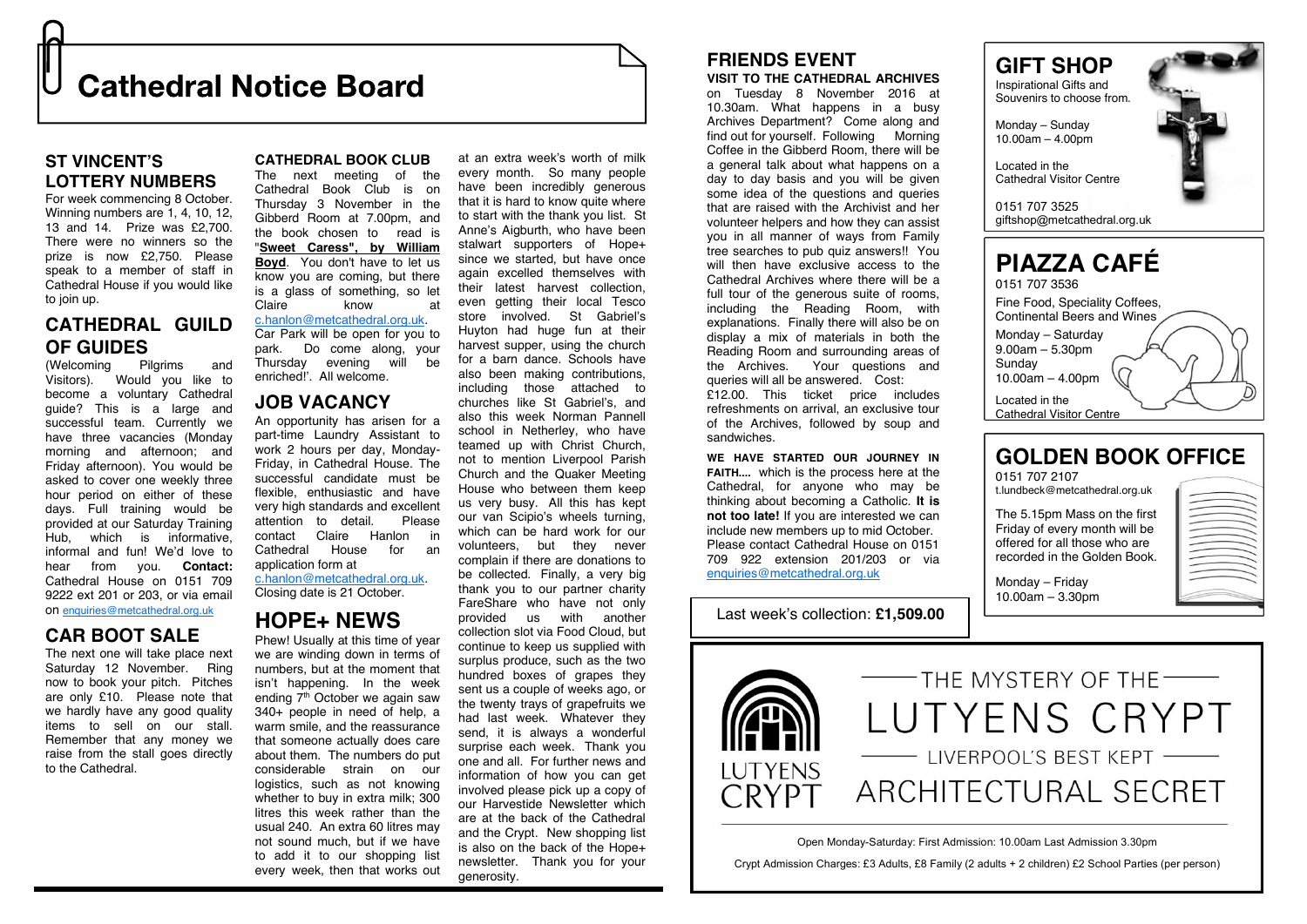# Cathedral Notice Board

## ST VINCENT'S LOTTERY NUMBERS

For week commencing 8 October. Winning numbers are 1, 4, 10, 12, 13 and 14. Prize was £2,700. There were no winners so the prize is now £2,750. Please speak to a member of staff in Cathedral House if you would like to join up.

## CATHEDRAL GUILD OF GUIDES

(Welcoming Pilgrims and Visitors). Would you like to become a voluntary Cathedral guide? This is a large and successful team. Currently we have three vacancies (Monday morning and afternoon; and Friday afternoon). You would be asked to cover one weekly three hour period on either of these days. Full training would be provided at our Saturday Training Hub, which is informative, informal and fun! We'd love to hear from you. **Contact:** Cathedral House on 0151 709 9222 ext 201 or 203, or via email on enquiries@metcathedral.org.uk

## CAR BOOT SALE

The next one will take place next Saturday 12 November. Ring now to book your pitch. Pitches are only £10. Please note that we hardly have any good quality items to sell on our stall. Remember that any money we raise from the stall goes directly to the Cathedral.

### CATHEDRAL BOOK CLUB

The next meeting of the Cathedral Book Club is on Thursday 3 November in the Gibberd Room at 7.00pm, and the book chosen to read is "**Sweet Caress", by William Boyd**. You don't have to let us know you are coming, but there is a glass of something, so let Claire know at c.hanlon@metcathedral.org.uk. Car Park will be open for you to park. Do come along, your Thursday evening will be enriched!'. All welcome.

## JOB VACANCY

An opportunity has arisen for a part-time Laundry Assistant to work 2 hours per day, Monday-Friday, in Cathedral House. The successful candidate must be flexible, enthusiastic and have very high standards and excellent attention to detail. Please contact Claire Hanlon in Cathedral House for an application form at c.hanlon@metcathedral.org.uk. Closing date is 21 October.

## HOPE+ NEWS

Phew! Usually at this time of year we are winding down in terms of numbers, but at the moment that isn't happening. In the week ending 7th October we again saw 340+ people in need of help, a warm smile, and the reassurance that someone actually does care about them. The numbers do put considerable strain on our logistics, such as not knowing whether to buy in extra milk; 300 litres this week rather than the usual 240. An extra 60 litres may not sound much, but if we have to add it to our shopping list every week, then that works out at an extra week's worth of milk every month. So many people have been incredibly generous that it is hard to know quite where to start with the thank you list. St Anne's Aigburth, who have been stalwart supporters of Hope+ since we started, but have once again excelled themselves with their latest harvest collection, even getting their local Tesco store involved. St Gabriel's Huyton had huge fun at their harvest supper, using the church for a barn dance. Schools have also been making contributions, including those attached to churches like St Gabriel's, and also this week Norman Pannell school in Netherley, who have teamed up with Christ Church, not to mention Liverpool Parish Church and the Quaker Meeting House who between them keep us very busy. All this has kept our van Scipio's wheels turning, which can be hard work for our volunteers, but they never complain if there are donations to be collected. Finally, a very big thank you to our partner charity FareShare who have not only provided us with another collection slot via Food Cloud, but continue to keep us supplied with surplus produce, such as the two hundred boxes of grapes they sent us a couple of weeks ago, or the twenty trays of grapefruits we had last week. Whatever they send, it is always a wonderful surprise each week. Thank you one and all. For further news and information of how you can get involved please pick up a copy of our Harvestide Newsletter which are at the back of the Cathedral and the Crypt. New shopping list is also on the back of the Hope+ newsletter. Thank you for your generosity.

## FRIENDS EVENT

**VISIT TO THE CATHEDRAL ARCHIVES** on Tuesday 8 November 2016 at 10.30am. What happens in a busy Archives Department? Come along and find out for yourself. Following Morning Coffee in the Gibberd Room, there will be a general talk about what happens on a day to day basis and you will be given some idea of the questions and queries that are raised with the Archivist and her volunteer helpers and how they can assist you in all manner of ways from Family tree searches to pub quiz answers!! You will then have exclusive access to the Cathedral Archives where there will be a full tour of the generous suite of rooms, including the Reading Room, with explanations. Finally there will also be on display a mix of materials in both the Reading Room and surrounding areas of the Archives. Your questions and queries will all be answered. Cost: £12.00. This ticket price includes refreshments on arrival, an exclusive tour of the Archives, followed by soup and sandwiches.

**WE HAVE STARTED OUR JOURNEY IN FAITH....** which is the process here at the Cathedral, for anyone who may be thinking about becoming a Catholic. **It is not too late!** If you are interested we can include new members up to mid October. Please contact Cathedral House on 0151 709 922 extension 201/203 or via enquiries@metcathedral.org.uk

Last week's collection: **£1,509.00**

## GIFT SHOP

Inspirational Gifts and Souvenirs to choose from.

Monday – Sunday
10.00am – 4.00pm

Located in the Cathedral Visitor Centre

0151 707 3525
giftshop@metcathedral.org.uk

## PIAZZA CAFÉ

0151 707 3536

Fine Food, Speciality Coffees, Continental Beers and Wines

Monday – Saturday
9.00am – 5.30pm
Sunday
10.00am – 4.00pm

Located in the Cathedral Visitor Centre

## GOLDEN BOOK OFFICE

0151 707 2107
t.lundbeck@metcathedral.org.uk

The 5.15pm Mass on the first Friday of every month will be offered for all those who are recorded in the Golden Book.

Monday – Friday
10.00am – 3.30pm

LUTYENS CRYPT

THE MYSTERY OF THE LUTYENS CRYPT
LIVERPOOL'S BEST KEPT ARCHITECTURAL SECRET

Open Monday-Saturday: First Admission: 10.00am Last Admission 3.30pm

Crypt Admission Charges: £3 Adults, £8 Family (2 adults + 2 children) £2 School Parties (per person)